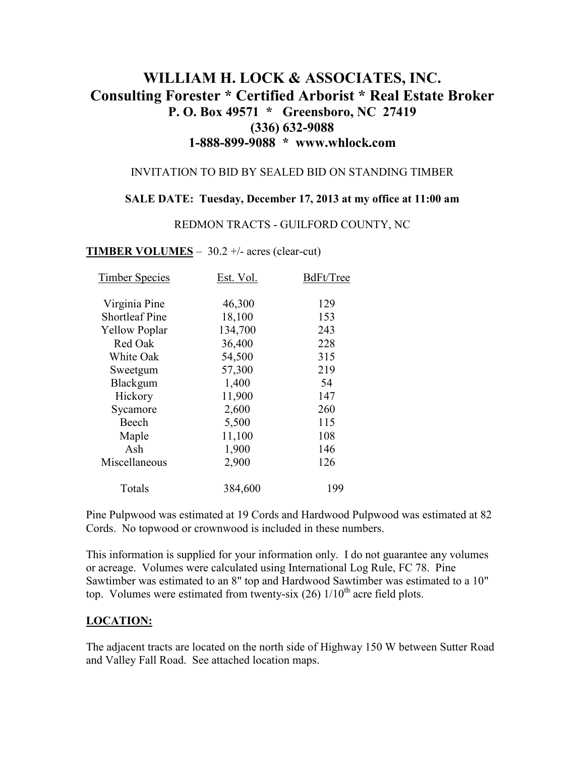# WILLIAM H. LOCK & ASSOCIATES, INC.

## Consulting Forester * Certified Arborist * Real Estate Broker

**P. O. Box 49571 * Greensboro, NC 27419**

**(336) 632-9088**

**1-888-899-9088 * www.whlock.com**

INVITATION TO BID BY SEALED BID ON STANDING TIMBER

**SALE DATE: Tuesday, December 17, 2013 at my office at 11:00 am**

REDMON TRACTS - GUILFORD COUNTY, NC

**TIMBER VOLUMES** – 30.2 +/- acres (clear-cut)

| Timber Species | Est. Vol. | BdFt/Tree |
|---|---|---|
| Virginia Pine | 46,300 | 129 |
| Shortleaf Pine | 18,100 | 153 |
| Yellow Poplar | 134,700 | 243 |
| Red Oak | 36,400 | 228 |
| White Oak | 54,500 | 315 |
| Sweetgum | 57,300 | 219 |
| Blackgum | 1,400 | 54 |
| Hickory | 11,900 | 147 |
| Sycamore | 2,600 | 260 |
| Beech | 5,500 | 115 |
| Maple | 11,100 | 108 |
| Ash | 1,900 | 146 |
| Miscellaneous | 2,900 | 126 |
| Totals | 384,600 | 199 |

Pine Pulpwood was estimated at 19 Cords and Hardwood Pulpwood was estimated at 82 Cords. No topwood or crownwood is included in these numbers.

This information is supplied for your information only. I do not guarantee any volumes or acreage. Volumes were calculated using International Log Rule, FC 78. Pine Sawtimber was estimated to an 8" top and Hardwood Sawtimber was estimated to a 10" top. Volumes were estimated from twenty-six (26) 1/10th acre field plots.

**LOCATION:**

The adjacent tracts are located on the north side of Highway 150 W between Sutter Road and Valley Fall Road. See attached location maps.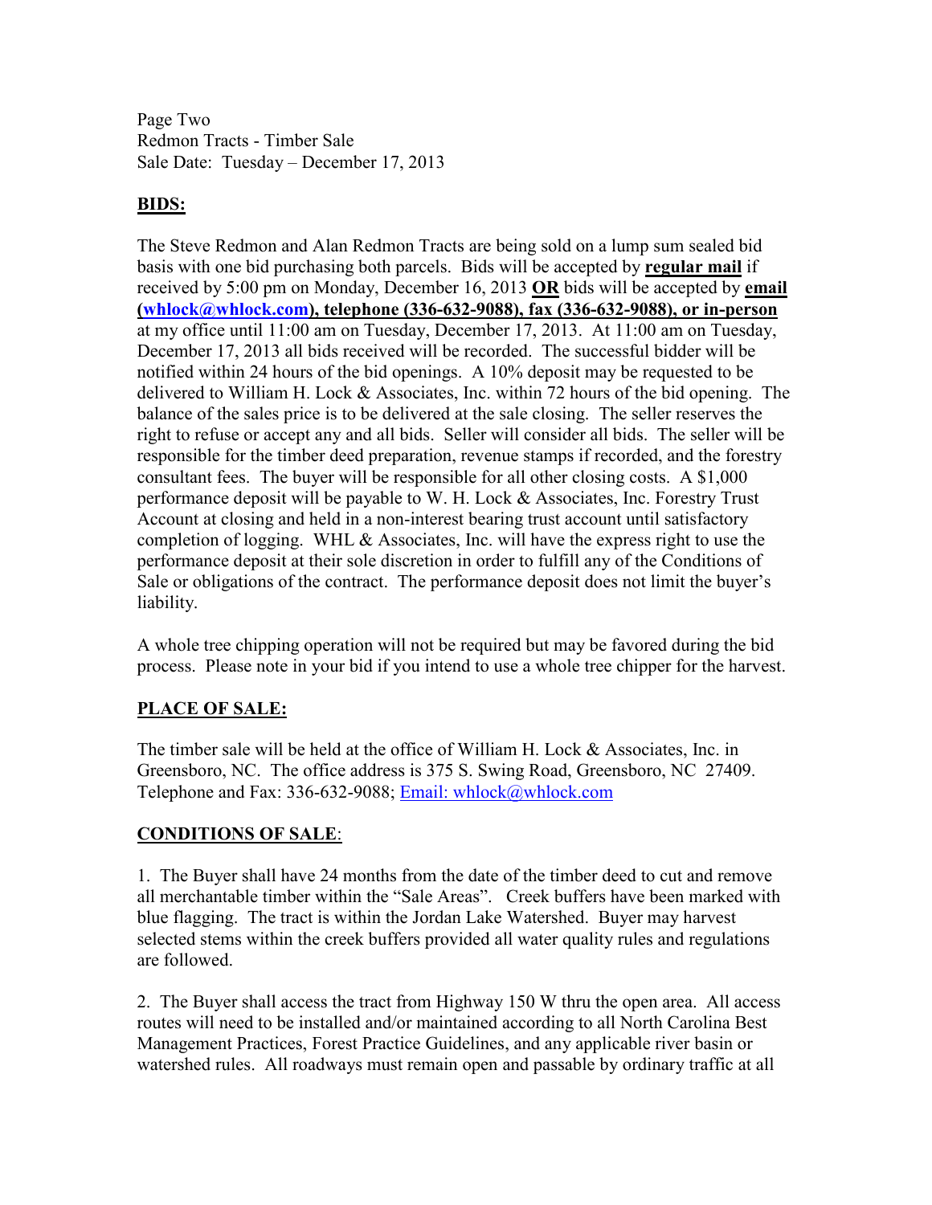Page Two
Redmon Tracts - Timber Sale
Sale Date: Tuesday – December 17, 2013

## BIDS:

The Steve Redmon and Alan Redmon Tracts are being sold on a lump sum sealed bid basis with one bid purchasing both parcels. Bids will be accepted by **regular mail** if received by 5:00 pm on Monday, December 16, 2013 **OR** bids will be accepted by **email (whlock@whlock.com), telephone (336-632-9088), fax (336-632-9088), or in-person** at my office until 11:00 am on Tuesday, December 17, 2013. At 11:00 am on Tuesday, December 17, 2013 all bids received will be recorded. The successful bidder will be notified within 24 hours of the bid openings. A 10% deposit may be requested to be delivered to William H. Lock & Associates, Inc. within 72 hours of the bid opening. The balance of the sales price is to be delivered at the sale closing. The seller reserves the right to refuse or accept any and all bids. Seller will consider all bids. The seller will be responsible for the timber deed preparation, revenue stamps if recorded, and the forestry consultant fees. The buyer will be responsible for all other closing costs. A $1,000 performance deposit will be payable to W. H. Lock & Associates, Inc. Forestry Trust Account at closing and held in a non-interest bearing trust account until satisfactory completion of logging. WHL & Associates, Inc. will have the express right to use the performance deposit at their sole discretion in order to fulfill any of the Conditions of Sale or obligations of the contract. The performance deposit does not limit the buyer's liability.

A whole tree chipping operation will not be required but may be favored during the bid process. Please note in your bid if you intend to use a whole tree chipper for the harvest.

## PLACE OF SALE:

The timber sale will be held at the office of William H. Lock & Associates, Inc. in Greensboro, NC. The office address is 375 S. Swing Road, Greensboro, NC 27409. Telephone and Fax: 336-632-9088; Email: whlock@whlock.com

## CONDITIONS OF SALE:

1. The Buyer shall have 24 months from the date of the timber deed to cut and remove all merchantable timber within the "Sale Areas". Creek buffers have been marked with blue flagging. The tract is within the Jordan Lake Watershed. Buyer may harvest selected stems within the creek buffers provided all water quality rules and regulations are followed.

2. The Buyer shall access the tract from Highway 150 W thru the open area. All access routes will need to be installed and/or maintained according to all North Carolina Best Management Practices, Forest Practice Guidelines, and any applicable river basin or watershed rules. All roadways must remain open and passable by ordinary traffic at all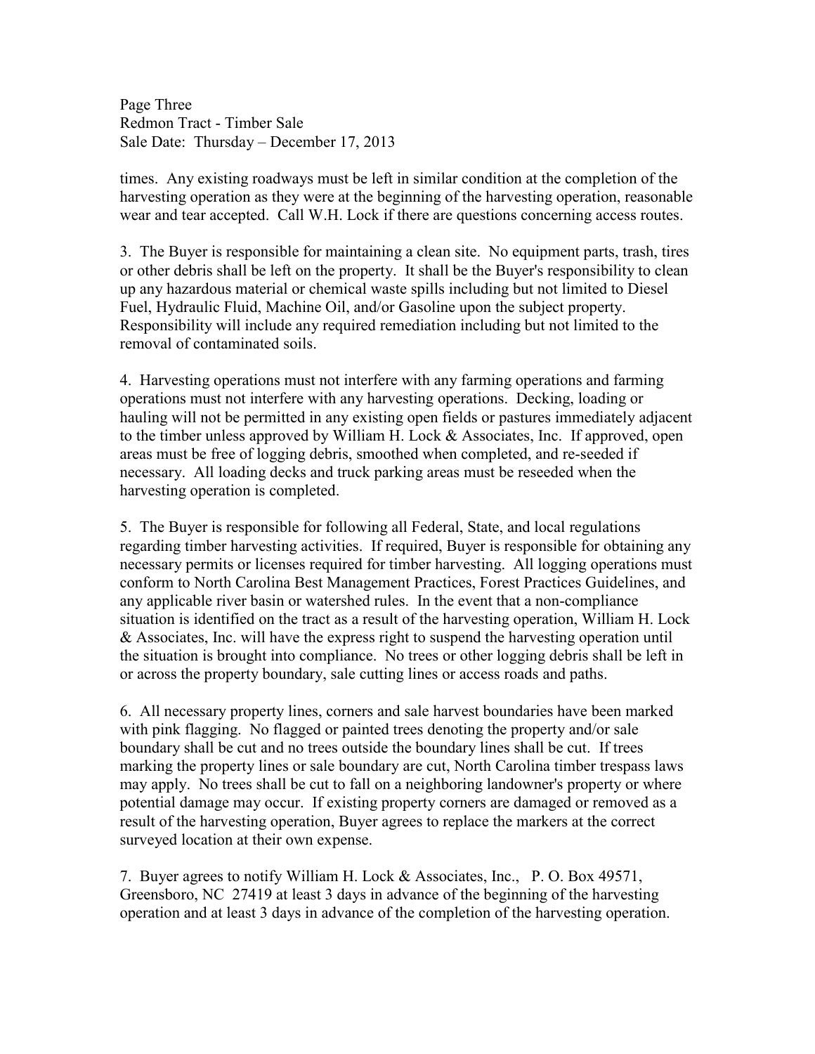times. Any existing roadways must be left in similar condition at the completion of the harvesting operation as they were at the beginning of the harvesting operation, reasonable wear and tear accepted. Call W.H. Lock if there are questions concerning access routes.

3. The Buyer is responsible for maintaining a clean site. No equipment parts, trash, tires or other debris shall be left on the property. It shall be the Buyer's responsibility to clean up any hazardous material or chemical waste spills including but not limited to Diesel Fuel, Hydraulic Fluid, Machine Oil, and/or Gasoline upon the subject property. Responsibility will include any required remediation including but not limited to the removal of contaminated soils.

4. Harvesting operations must not interfere with any farming operations and farming operations must not interfere with any harvesting operations. Decking, loading or hauling will not be permitted in any existing open fields or pastures immediately adjacent to the timber unless approved by William H. Lock & Associates, Inc. If approved, open areas must be free of logging debris, smoothed when completed, and re-seeded if necessary. All loading decks and truck parking areas must be reseeded when the harvesting operation is completed.

5. The Buyer is responsible for following all Federal, State, and local regulations regarding timber harvesting activities. If required, Buyer is responsible for obtaining any necessary permits or licenses required for timber harvesting. All logging operations must conform to North Carolina Best Management Practices, Forest Practices Guidelines, and any applicable river basin or watershed rules. In the event that a non-compliance situation is identified on the tract as a result of the harvesting operation, William H. Lock & Associates, Inc. will have the express right to suspend the harvesting operation until the situation is brought into compliance. No trees or other logging debris shall be left in or across the property boundary, sale cutting lines or access roads and paths.

6. All necessary property lines, corners and sale harvest boundaries have been marked with pink flagging. No flagged or painted trees denoting the property and/or sale boundary shall be cut and no trees outside the boundary lines shall be cut. If trees marking the property lines or sale boundary are cut, North Carolina timber trespass laws may apply. No trees shall be cut to fall on a neighboring landowner's property or where potential damage may occur. If existing property corners are damaged or removed as a result of the harvesting operation, Buyer agrees to replace the markers at the correct surveyed location at their own expense.

7. Buyer agrees to notify William H. Lock & Associates, Inc., P. O. Box 49571, Greensboro, NC 27419 at least 3 days in advance of the beginning of the harvesting operation and at least 3 days in advance of the completion of the harvesting operation.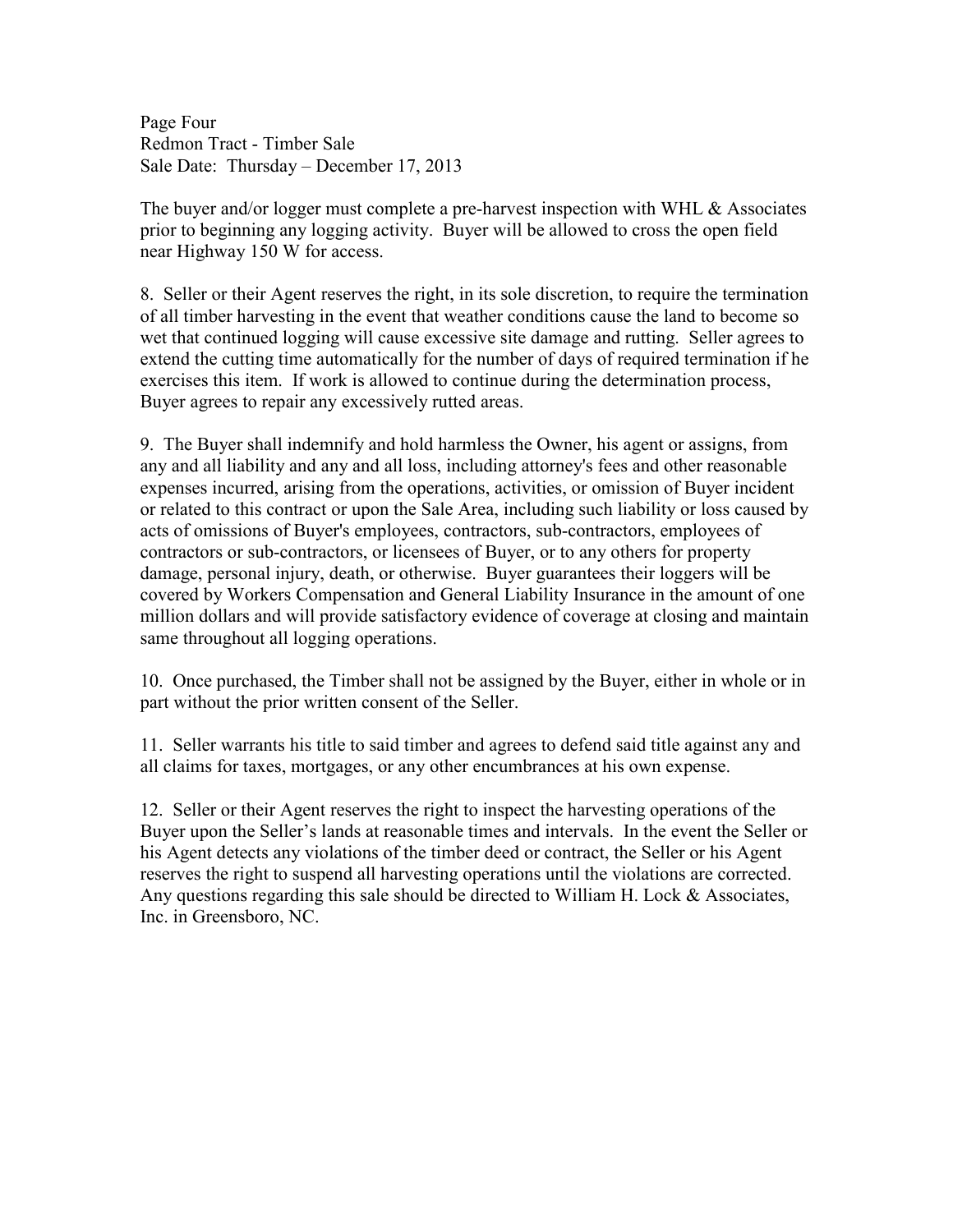The buyer and/or logger must complete a pre-harvest inspection with WHL & Associates prior to beginning any logging activity. Buyer will be allowed to cross the open field near Highway 150 W for access.

8. Seller or their Agent reserves the right, in its sole discretion, to require the termination of all timber harvesting in the event that weather conditions cause the land to become so wet that continued logging will cause excessive site damage and rutting. Seller agrees to extend the cutting time automatically for the number of days of required termination if he exercises this item. If work is allowed to continue during the determination process, Buyer agrees to repair any excessively rutted areas.

9. The Buyer shall indemnify and hold harmless the Owner, his agent or assigns, from any and all liability and any and all loss, including attorney's fees and other reasonable expenses incurred, arising from the operations, activities, or omission of Buyer incident or related to this contract or upon the Sale Area, including such liability or loss caused by acts of omissions of Buyer's employees, contractors, sub-contractors, employees of contractors or sub-contractors, or licensees of Buyer, or to any others for property damage, personal injury, death, or otherwise. Buyer guarantees their loggers will be covered by Workers Compensation and General Liability Insurance in the amount of one million dollars and will provide satisfactory evidence of coverage at closing and maintain same throughout all logging operations.

10. Once purchased, the Timber shall not be assigned by the Buyer, either in whole or in part without the prior written consent of the Seller.

11. Seller warrants his title to said timber and agrees to defend said title against any and all claims for taxes, mortgages, or any other encumbrances at his own expense.

12. Seller or their Agent reserves the right to inspect the harvesting operations of the Buyer upon the Seller's lands at reasonable times and intervals. In the event the Seller or his Agent detects any violations of the timber deed or contract, the Seller or his Agent reserves the right to suspend all harvesting operations until the violations are corrected. Any questions regarding this sale should be directed to William H. Lock & Associates, Inc. in Greensboro, NC.